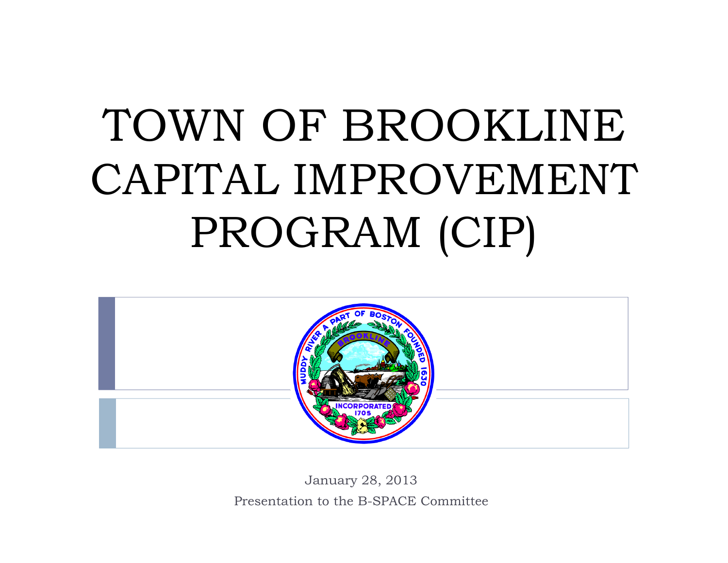# TOWN OF BROOKLINE CAPITAL IMPROVEMENT PROGRAM (CIP)

January 28, 2013

Presentation to the B-SPACE Committee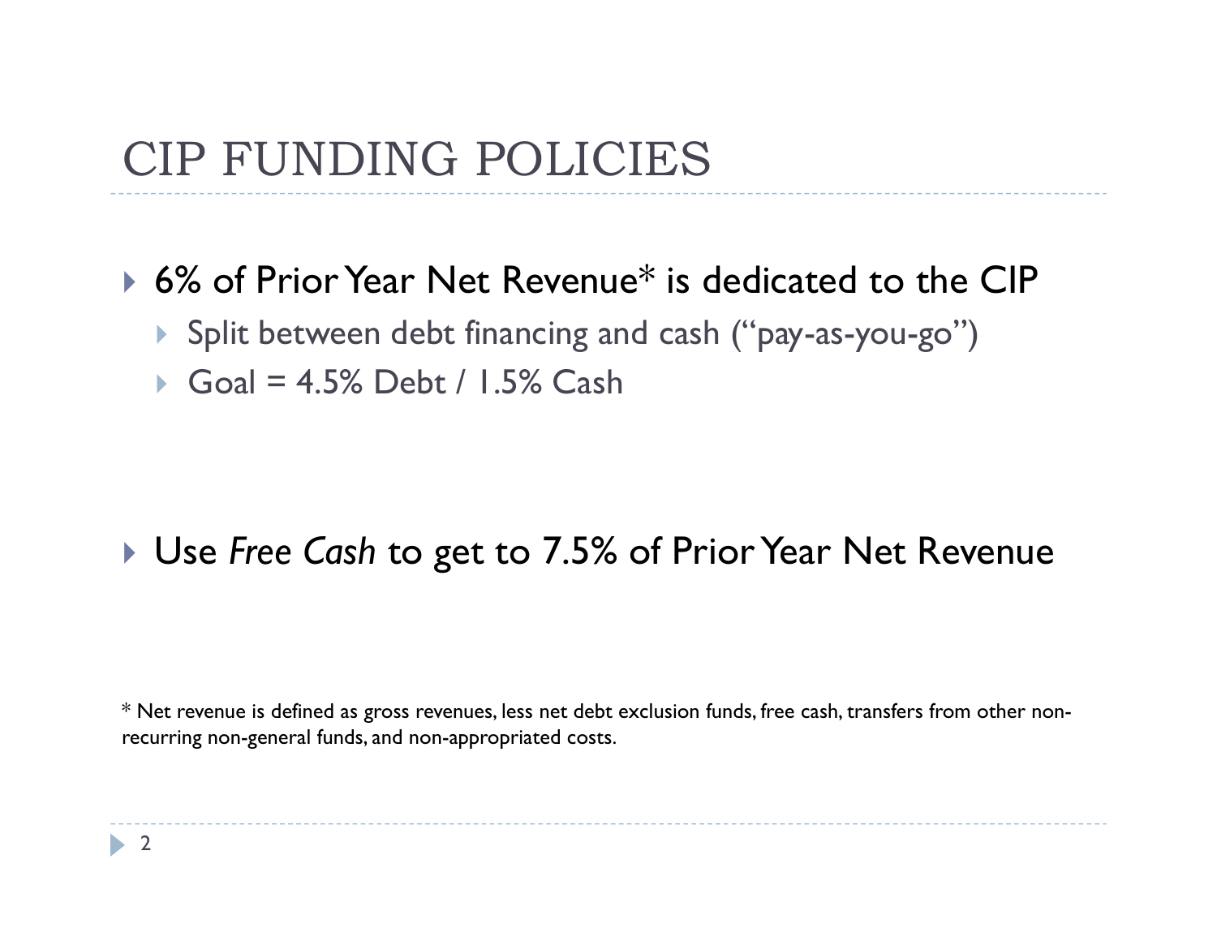# CIP FUNDING POLICIES

- 6% of Prior Year Net Revenue* is dedicated to the CIP
  - Split between debt financing and cash ("pay-as-you-go")
  - Goal = 4.5% Debt / 1.5% Cash

- Use *Free Cash* to get to 7.5% of Prior Year Net Revenue

* Net revenue is defined as gross revenues, less net debt exclusion funds, free cash, transfers from other non-recurring non-general funds, and non-appropriated costs.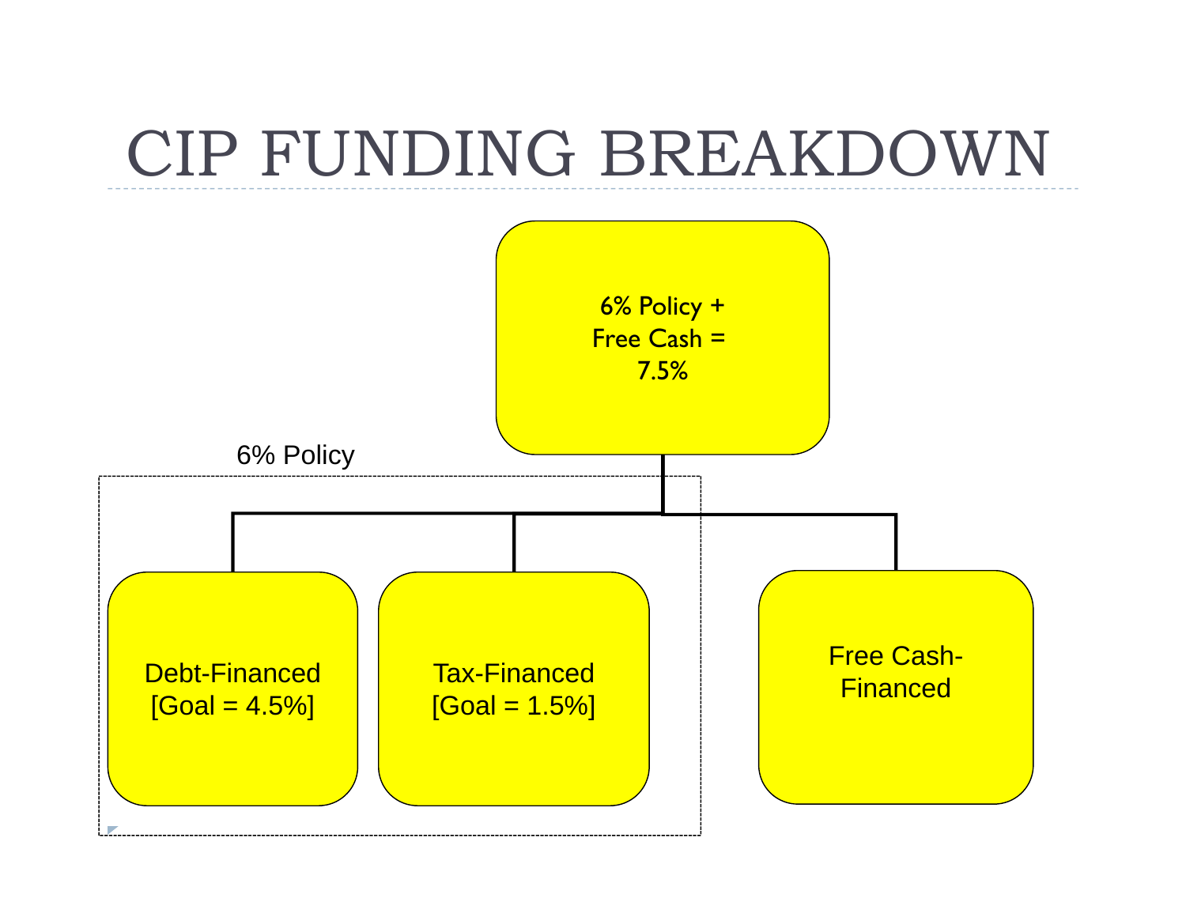# CIP FUNDING BREAKDOWN

6% Policy + Free Cash = 7.5%

6% Policy

- Debt-Financed [Goal = 4.5%]
- Tax-Financed [Goal = 1.5%]

Free Cash-Financed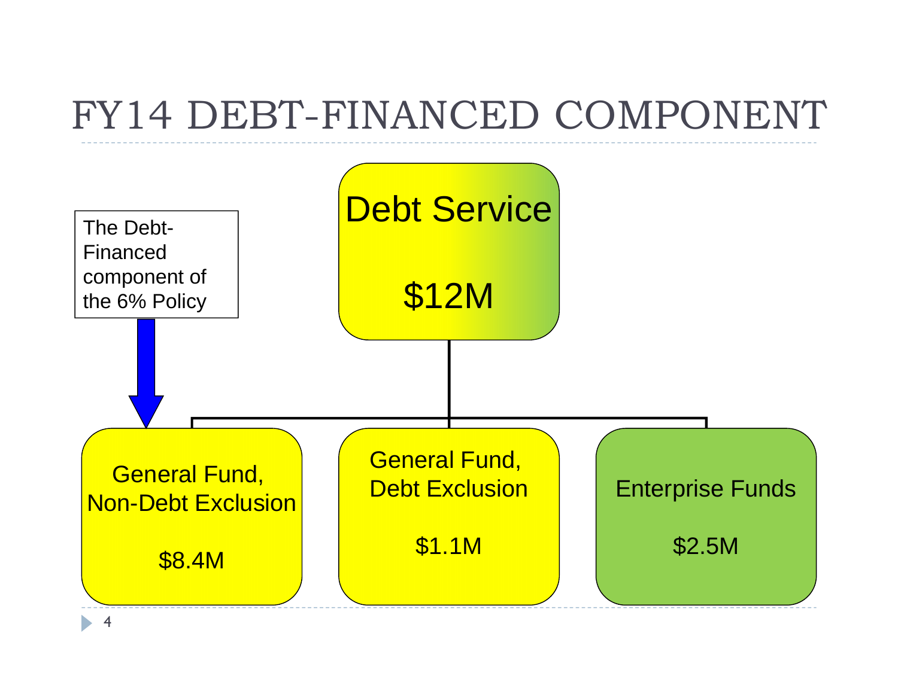# FY14 DEBT-FINANCED COMPONENT

The Debt-Financed component of the 6% Policy

**Debt Service**

**$12M**

- General Fund, Non-Debt Exclusion — $8.4M
- General Fund, Debt Exclusion — $1.1M
- Enterprise Funds — $2.5M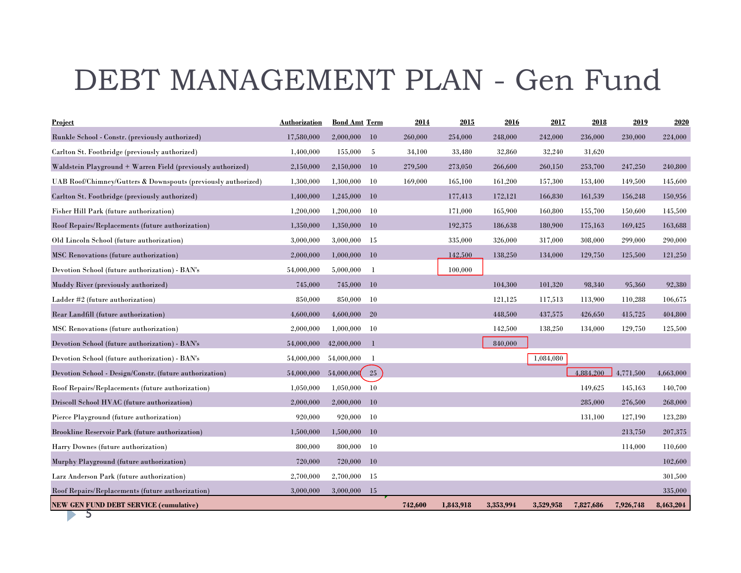# DEBT MANAGEMENT PLAN - Gen Fund

| Project | Authorization | Bond Amt | Term | 2014 | 2015 | 2016 | 2017 | 2018 | 2019 | 2020 |
|---|---|---|---|---|---|---|---|---|---|---|
| Runkle School - Constr. (previously authorized) | 17,580,000 | 2,000,000 | 10 | 260,000 | 254,000 | 248,000 | 242,000 | 236,000 | 230,000 | 224,000 |
| Carlton St. Footbridge (previously authorized) | 1,400,000 | 155,000 | 5 | 34,100 | 33,480 | 32,860 | 32,240 | 31,620 | | |
| Waldstein Playground + Warren Field (previously authorized) | 2,150,000 | 2,150,000 | 10 | 279,500 | 273,050 | 266,600 | 260,150 | 253,700 | 247,250 | 240,800 |
| UAB Roof/Chimney/Gutters & Downspouts (previously authorized) | 1,300,000 | 1,300,000 | 10 | 169,000 | 165,100 | 161,200 | 157,300 | 153,400 | 149,500 | 145,600 |
| Carlton St. Footbridge (previously authorized) | 1,400,000 | 1,245,000 | 10 | | 177,413 | 172,121 | 166,830 | 161,539 | 156,248 | 150,956 |
| Fisher Hill Park (future authorization) | 1,200,000 | 1,200,000 | 10 | | 171,000 | 165,900 | 160,800 | 155,700 | 150,600 | 145,500 |
| Roof Repairs/Replacements (future authorization) | 1,350,000 | 1,350,000 | 10 | | 192,375 | 186,638 | 180,900 | 175,163 | 169,425 | 163,688 |
| Old Lincoln School (future authorization) | 3,000,000 | 3,000,000 | 15 | | 335,000 | 326,000 | 317,000 | 308,000 | 299,000 | 290,000 |
| MSC Renovations (future authorization) | 2,000,000 | 1,000,000 | 10 | | 142,500 | 138,250 | 134,000 | 129,750 | 125,500 | 121,250 |
| Devotion School (future authorization) - BAN's | 54,000,000 | 5,000,000 | 1 | | 100,000 | | | | | |
| Muddy River (previously authorized) | 745,000 | 745,000 | 10 | | | 104,300 | 101,320 | 98,340 | 95,360 | 92,380 |
| Ladder #2 (future authorization) | 850,000 | 850,000 | 10 | | | 121,125 | 117,513 | 113,900 | 110,288 | 106,675 |
| Rear Landfill (future authorization) | 4,600,000 | 4,600,000 | 20 | | | 448,500 | 437,575 | 426,650 | 415,725 | 404,800 |
| MSC Renovations (future authorization) | 2,000,000 | 1,000,000 | 10 | | | 142,500 | 138,250 | 134,000 | 129,750 | 125,500 |
| Devotion School (future authorization) - BAN's | 54,000,000 | 42,000,000 | 1 | | | 840,000 | | | | |
| Devotion School (future authorization) - BAN's | 54,000,000 | 54,000,000 | 1 | | | | 1,084,080 | | | |
| Devotion School - Design/Constr. (future authorization) | 54,000,000 | 54,000,000 | 25 | | | | | 4,884,200 | 4,771,500 | 4,663,000 |
| Roof Repairs/Replacements (future authorization) | 1,050,000 | 1,050,000 | 10 | | | | | 149,625 | 145,163 | 140,700 |
| Driscoll School HVAC (future authorization) | 2,000,000 | 2,000,000 | 10 | | | | | 285,000 | 276,500 | 268,000 |
| Pierce Playground (future authorization) | 920,000 | 920,000 | 10 | | | | | 131,100 | 127,190 | 123,280 |
| Brookline Reservoir Park (future authorization) | 1,500,000 | 1,500,000 | 10 | | | | | | 213,750 | 207,375 |
| Harry Downes (future authorization) | 800,000 | 800,000 | 10 | | | | | | 114,000 | 110,600 |
| Murphy Playground (future authorization) | 720,000 | 720,000 | 10 | | | | | | | 102,600 |
| Larz Anderson Park (future authorization) | 2,700,000 | 2,700,000 | 15 | | | | | | | 301,500 |
| Roof Repairs/Replacements (future authorization) | 3,000,000 | 3,000,000 | 15 | | | | | | | 335,000 |
| **NEW GEN FUND DEBT SERVICE (cumulative)** | | | | **742,600** | **1,843,918** | **3,353,994** | **3,529,958** | **7,827,686** | **7,926,748** | **8,463,204** |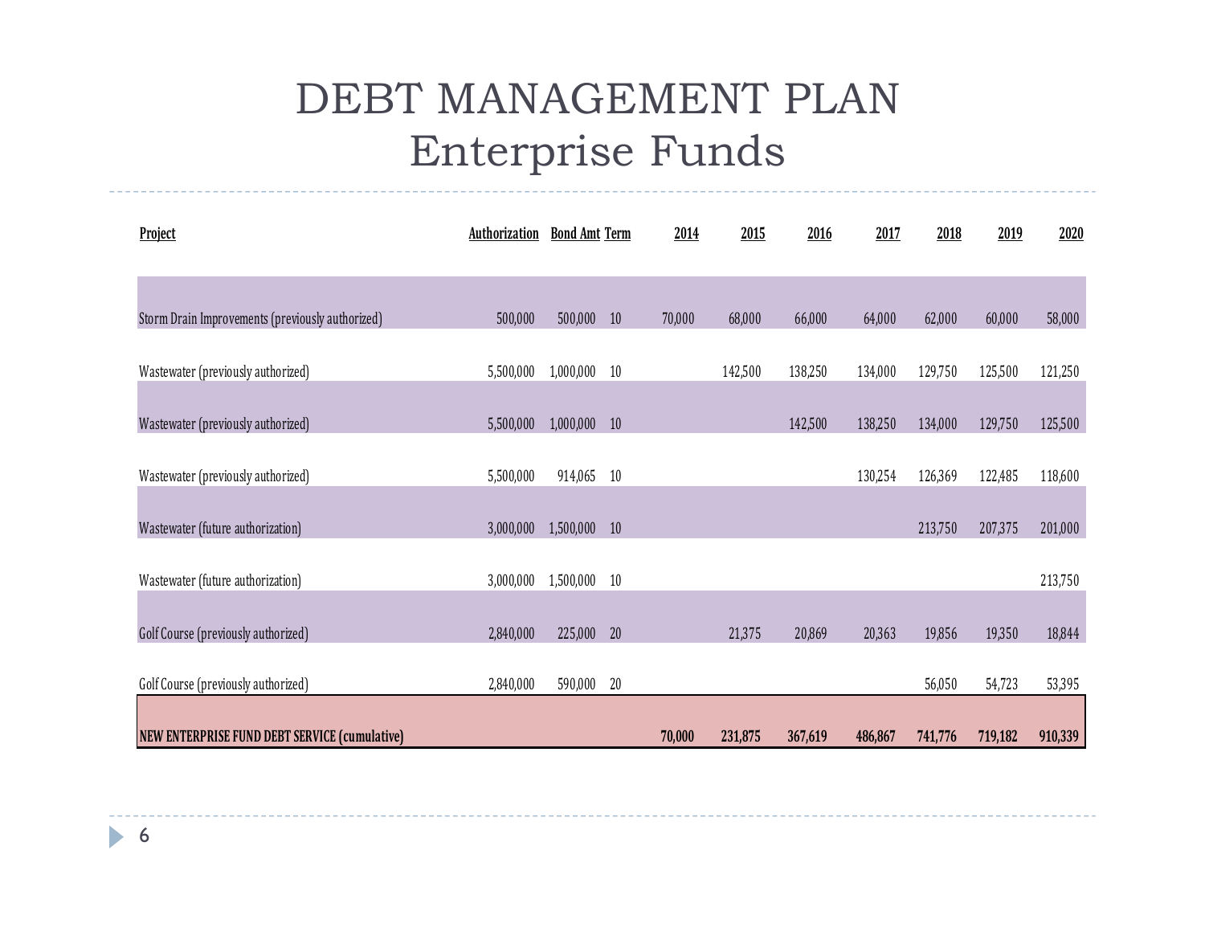# DEBT MANAGEMENT PLAN
## Enterprise Funds

| Project | Authorization | Bond Amt | Term | 2014 | 2015 | 2016 | 2017 | 2018 | 2019 | 2020 |
|---|---|---|---|---|---|---|---|---|---|---|
| Storm Drain Improvements (previously authorized) | 500,000 | 500,000 | 10 | 70,000 | 68,000 | 66,000 | 64,000 | 62,000 | 60,000 | 58,000 |
| Wastewater (previously authorized) | 5,500,000 | 1,000,000 | 10 | | 142,500 | 138,250 | 134,000 | 129,750 | 125,500 | 121,250 |
| Wastewater (previously authorized) | 5,500,000 | 1,000,000 | 10 | | | 142,500 | 138,250 | 134,000 | 129,750 | 125,500 |
| Wastewater (previously authorized) | 5,500,000 | 914,065 | 10 | | | | 130,254 | 126,369 | 122,485 | 118,600 |
| Wastewater (future authorization) | 3,000,000 | 1,500,000 | 10 | | | | | 213,750 | 207,375 | 201,000 |
| Wastewater (future authorization) | 3,000,000 | 1,500,000 | 10 | | | | | | | 213,750 |
| Golf Course (previously authorized) | 2,840,000 | 225,000 | 20 | | 21,375 | 20,869 | 20,363 | 19,856 | 19,350 | 18,844 |
| Golf Course (previously authorized) | 2,840,000 | 590,000 | 20 | | | | | 56,050 | 54,723 | 53,395 |
| **NEW ENTERPRISE FUND DEBT SERVICE (cumulative)** | | | | **70,000** | **231,875** | **367,619** | **486,867** | **741,776** | **719,182** | **910,339** |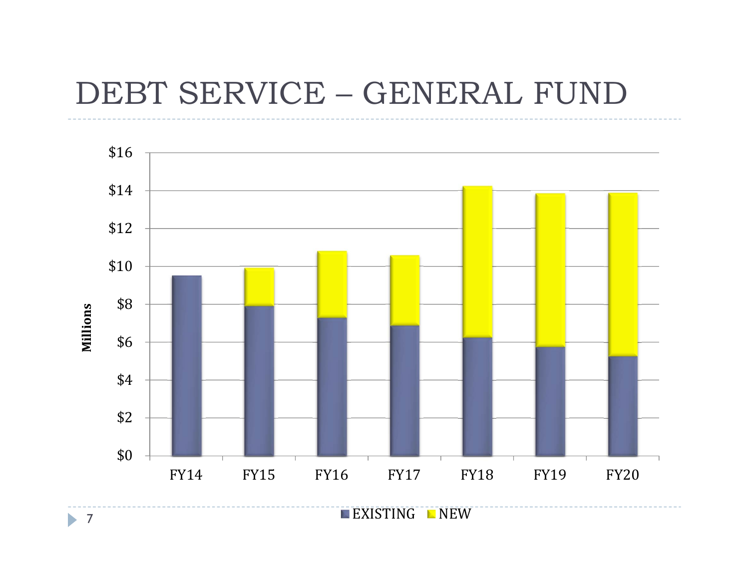# DEBT SERVICE – GENERAL FUND

| | FY14 | FY15 | FY16 | FY17 | FY18 | FY19 | FY20 |
|---|---|---|---|---|---|---|---|
| EXISTING | ~9.5 | ~7.9 | ~7.3 | ~6.9 | ~6.2 | ~5.7 | ~5.2 |
| NEW | – | ~2.0 | ~3.5 | ~3.7 | ~8.0 | ~8.1 | ~8.6 |

Millions ($0 – $16)

EXISTING | NEW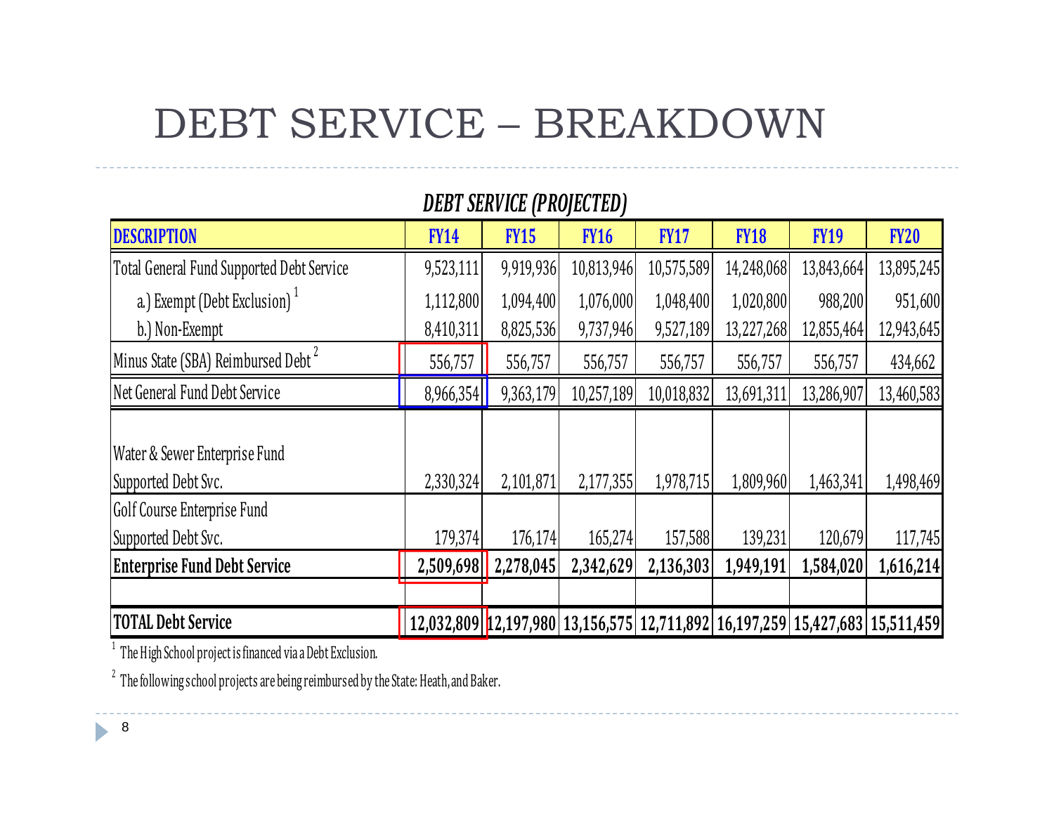# DEBT SERVICE – BREAKDOWN

***DEBT SERVICE (PROJECTED)***

| DESCRIPTION | FY14 | FY15 | FY16 | FY17 | FY18 | FY19 | FY20 |
|---|---|---|---|---|---|---|---|
| Total General Fund Supported Debt Service | 9,523,111 | 9,919,936 | 10,813,946 | 10,575,589 | 14,248,068 | 13,843,664 | 13,895,245 |
| a.) Exempt (Debt Exclusion) [1] | 1,112,800 | 1,094,400 | 1,076,000 | 1,048,400 | 1,020,800 | 988,200 | 951,600 |
| b.) Non-Exempt | 8,410,311 | 8,825,536 | 9,737,946 | 9,527,189 | 13,227,268 | 12,855,464 | 12,943,645 |
| Minus State (SBA) Reimbursed Debt [2] | 556,757 | 556,757 | 556,757 | 556,757 | 556,757 | 556,757 | 434,662 |
| Net General Fund Debt Service | 8,966,354 | 9,363,179 | 10,257,189 | 10,018,832 | 13,691,311 | 13,286,907 | 13,460,583 |
| Water & Sewer Enterprise Fund Supported Debt Svc. | 2,330,324 | 2,101,871 | 2,177,355 | 1,978,715 | 1,809,960 | 1,463,341 | 1,498,469 |
| Golf Course Enterprise Fund Supported Debt Svc. | 179,374 | 176,174 | 165,274 | 157,588 | 139,231 | 120,679 | 117,745 |
| **Enterprise Fund Debt Service** | **2,509,698** | **2,278,045** | **2,342,629** | **2,136,303** | **1,949,191** | **1,584,020** | **1,616,214** |
| **TOTAL Debt Service** | **12,032,809** | **12,197,980** | **13,156,575** | **12,711,892** | **16,197,259** | **15,427,683** | **15,511,459** |

[1] The High School project is financed via a Debt Exclusion.

[2] The following school projects are being reimbursed by the State: Heath, and Baker.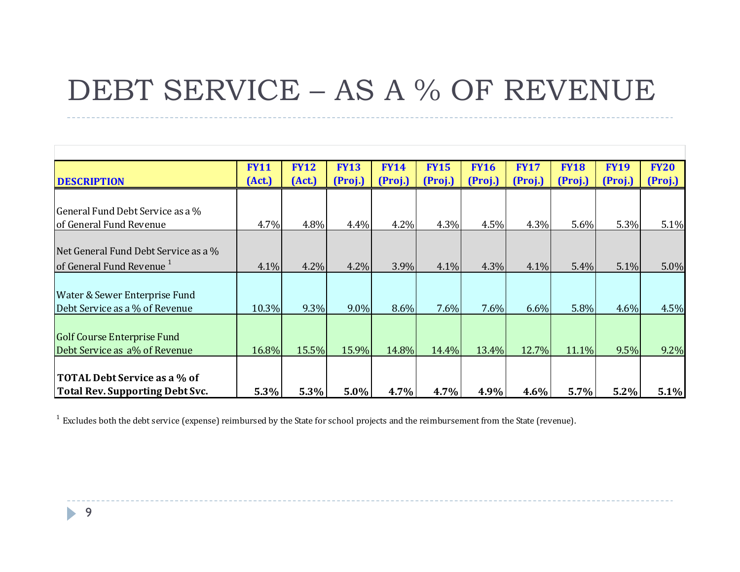# DEBT SERVICE – AS A % OF REVENUE

| DESCRIPTION | FY11 (Act.) | FY12 (Act.) | FY13 (Proj.) | FY14 (Proj.) | FY15 (Proj.) | FY16 (Proj.) | FY17 (Proj.) | FY18 (Proj.) | FY19 (Proj.) | FY20 (Proj.) |
|---|---|---|---|---|---|---|---|---|---|---|
| General Fund Debt Service as a % of General Fund Revenue | 4.7% | 4.8% | 4.4% | 4.2% | 4.3% | 4.5% | 4.3% | 5.6% | 5.3% | 5.1% |
| Net General Fund Debt Service as a % of General Fund Revenue [1] | 4.1% | 4.2% | 4.2% | 3.9% | 4.1% | 4.3% | 4.1% | 5.4% | 5.1% | 5.0% |
| Water & Sewer Enterprise Fund Debt Service as a % of Revenue | 10.3% | 9.3% | 9.0% | 8.6% | 7.6% | 7.6% | 6.6% | 5.8% | 4.6% | 4.5% |
| Golf Course Enterprise Fund Debt Service as a% of Revenue | 16.8% | 15.5% | 15.9% | 14.8% | 14.4% | 13.4% | 12.7% | 11.1% | 9.5% | 9.2% |
| **TOTAL Debt Service as a % of Total Rev. Supporting Debt Svc.** | **5.3%** | **5.3%** | **5.0%** | **4.7%** | **4.7%** | **4.9%** | **4.6%** | **5.7%** | **5.2%** | **5.1%** |

[1] Excludes both the debt service (expense) reimbursed by the State for school projects and the reimbursement from the State (revenue).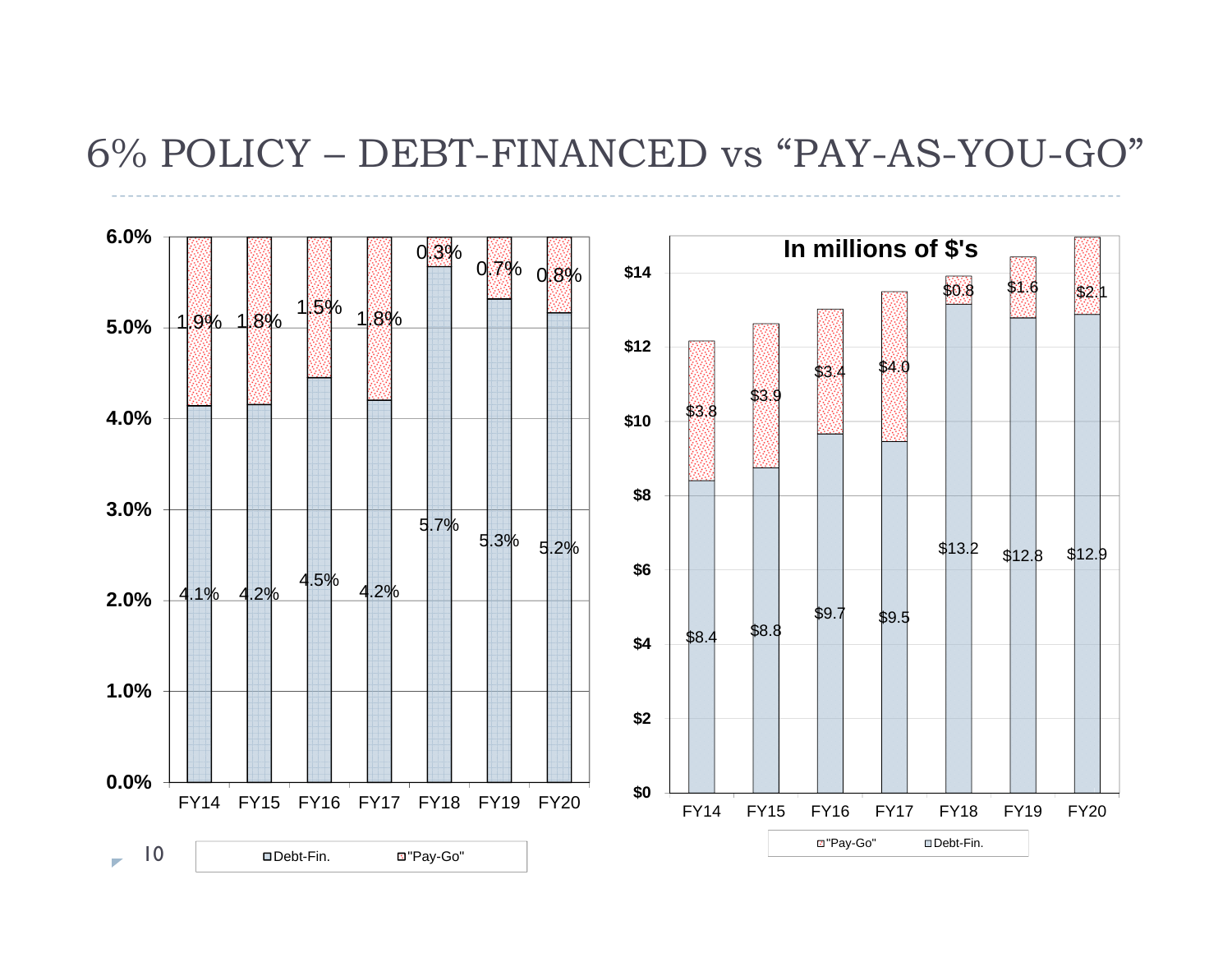# 6% POLICY – DEBT-FINANCED vs "PAY-AS-YOU-GO"

| | FY14 | FY15 | FY16 | FY17 | FY18 | FY19 | FY20 |
|---|---|---|---|---|---|---|---|
| Debt-Fin. | 4.1% | 4.2% | 4.5% | 4.2% | 5.7% | 5.3% | 5.2% |
| "Pay-Go" | 1.9% | 1.8% | 1.5% | 1.8% | 0.3% | 0.7% | 0.8% |

**In millions of $'s**

| | FY14 | FY15 | FY16 | FY17 | FY18 | FY19 | FY20 |
|---|---|---|---|---|---|---|---|
| "Pay-Go" | $3.8 | $3.9 | $3.4 | $4.0 | $0.8 | $1.6 | $2.1 |
| Debt-Fin. | $8.4 | $8.8 | $9.7 | $9.5 | $13.2 | $12.8 | $12.9 |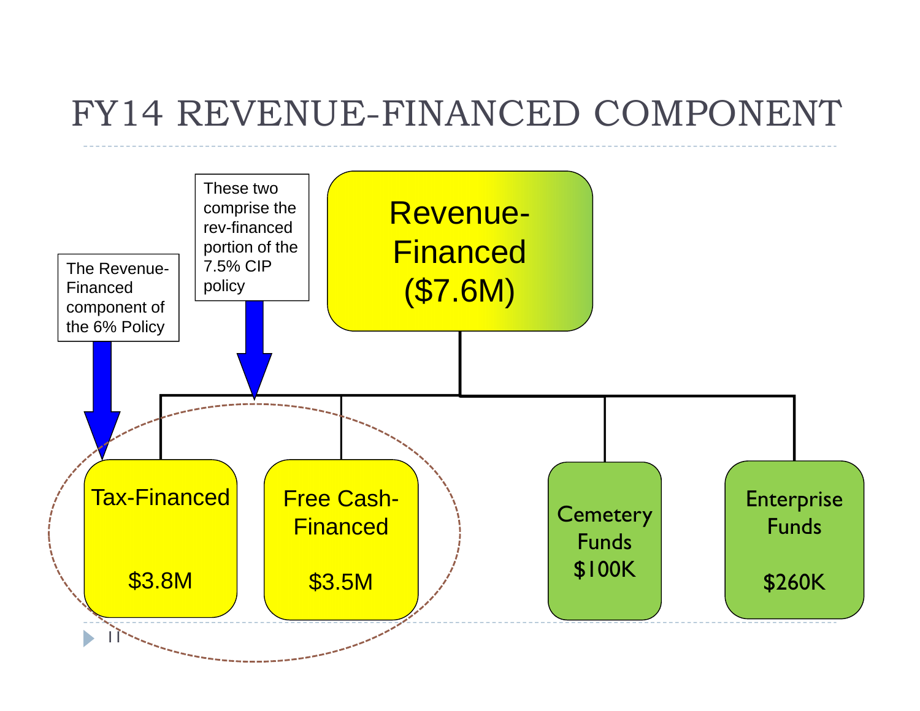# FY14 REVENUE-FINANCED COMPONENT

**Revenue-Financed ($7.6M)**

- **Tax-Financed** — $3.8M
- **Free Cash-Financed** — $3.5M
- **Cemetery Funds** — $100K
- **Enterprise Funds** — $260K

The Revenue-Financed component of the 6% Policy

These two comprise the rev-financed portion of the 7.5% CIP policy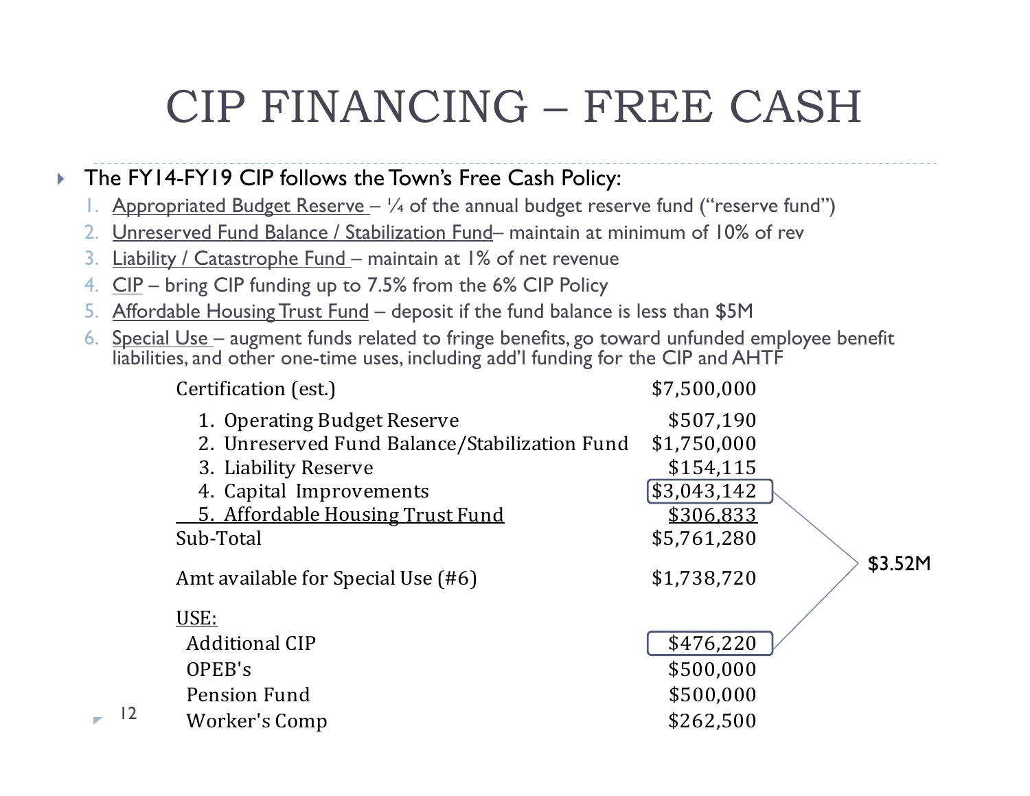# CIP FINANCING – FREE CASH

- The FY14-FY19 CIP follows the Town's Free Cash Policy:
  1. Appropriated Budget Reserve – ¼ of the annual budget reserve fund ("reserve fund")
  2. Unreserved Fund Balance / Stabilization Fund– maintain at minimum of 10% of rev
  3. Liability / Catastrophe Fund – maintain at 1% of net revenue
  4. CIP – bring CIP funding up to 7.5% from the 6% CIP Policy
  5. Affordable Housing Trust Fund – deposit if the fund balance is less than $5M
  6. Special Use – augment funds related to fringe benefits, go toward unfunded employee benefit liabilities, and other one-time uses, including add'l funding for the CIP and AHTF

| | |
|---|---|
| Certification (est.) | $7,500,000 |
| 1. Operating Budget Reserve | $507,190 |
| 2. Unreserved Fund Balance/Stabilization Fund | $1,750,000 |
| 3. Liability Reserve | $154,115 |
| 4. Capital Improvements | $3,043,142 |
| 5. Affordable Housing Trust Fund | $306,833 |
| Sub-Total | $5,761,280 |
| Amt available for Special Use (#6) | $1,738,720 |
| USE: | |
| Additional CIP | $476,220 |
| OPEB's | $500,000 |
| Pension Fund | $500,000 |
| Worker's Comp | $262,500 |

Capital Improvements ($3,043,142) + Additional CIP ($476,220) = $3.52M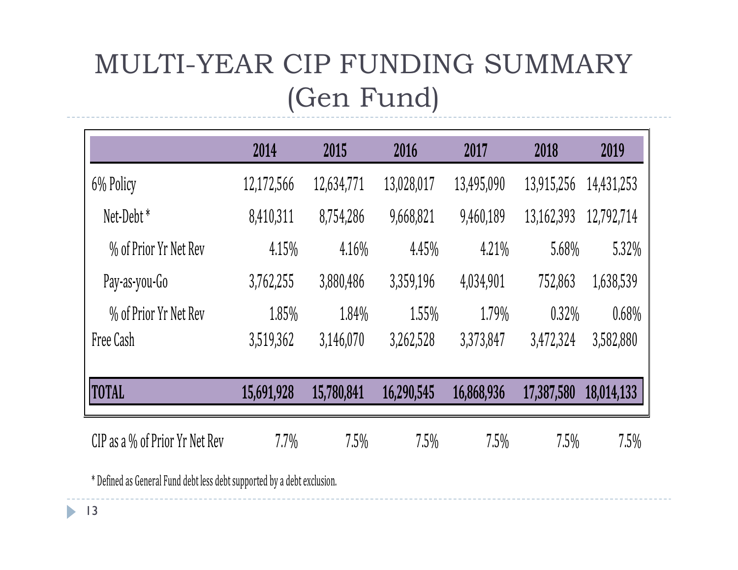# MULTI-YEAR CIP FUNDING SUMMARY (Gen Fund)

| | 2014 | 2015 | 2016 | 2017 | 2018 | 2019 |
|---|---|---|---|---|---|---|
| 6% Policy | 12,172,566 | 12,634,771 | 13,028,017 | 13,495,090 | 13,915,256 | 14,431,253 |
| Net-Debt * | 8,410,311 | 8,754,286 | 9,668,821 | 9,460,189 | 13,162,393 | 12,792,714 |
| % of Prior Yr Net Rev | 4.15% | 4.16% | 4.45% | 4.21% | 5.68% | 5.32% |
| Pay-as-you-Go | 3,762,255 | 3,880,486 | 3,359,196 | 4,034,901 | 752,863 | 1,638,539 |
| % of Prior Yr Net Rev | 1.85% | 1.84% | 1.55% | 1.79% | 0.32% | 0.68% |
| Free Cash | 3,519,362 | 3,146,070 | 3,262,528 | 3,373,847 | 3,472,324 | 3,582,880 |
| **TOTAL** | **15,691,928** | **15,780,841** | **16,290,545** | **16,868,936** | **17,387,580** | **18,014,133** |
| CIP as a % of Prior Yr Net Rev | 7.7% | 7.5% | 7.5% | 7.5% | 7.5% | 7.5% |

* Defined as General Fund debt less debt supported by a debt exclusion.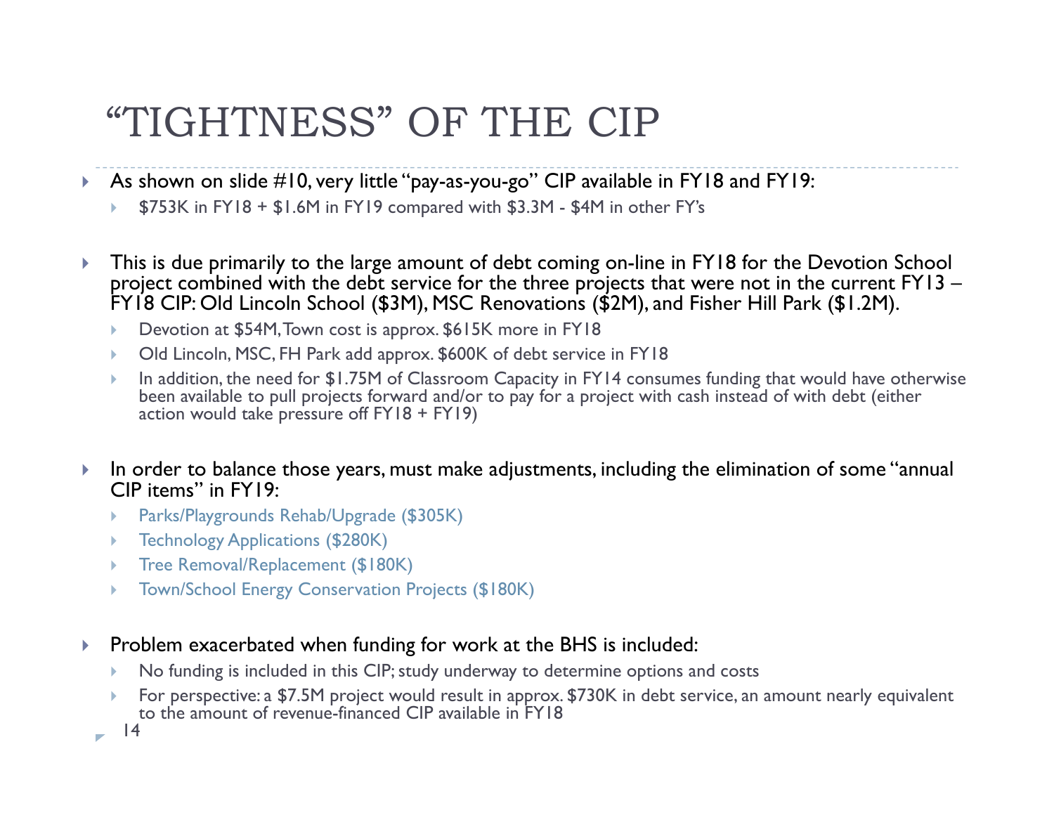# "TIGHTNESS" OF THE CIP

- As shown on slide #10, very little "pay-as-you-go" CIP available in FY18 and FY19:
  - $753K in FY18 + $1.6M in FY19 compared with $3.3M - $4M in other FY's
- This is due primarily to the large amount of debt coming on-line in FY18 for the Devotion School project combined with the debt service for the three projects that were not in the current FY13 – FY18 CIP: Old Lincoln School ($3M), MSC Renovations ($2M), and Fisher Hill Park ($1.2M).
  - Devotion at $54M, Town cost is approx. $615K more in FY18
  - Old Lincoln, MSC, FH Park add approx. $600K of debt service in FY18
  - In addition, the need for $1.75M of Classroom Capacity in FY14 consumes funding that would have otherwise been available to pull projects forward and/or to pay for a project with cash instead of with debt (either action would take pressure off FY18 + FY19)
- In order to balance those years, must make adjustments, including the elimination of some "annual CIP items" in FY19:
  - Parks/Playgrounds Rehab/Upgrade ($305K)
  - Technology Applications ($280K)
  - Tree Removal/Replacement ($180K)
  - Town/School Energy Conservation Projects ($180K)
- Problem exacerbated when funding for work at the BHS is included:
  - No funding is included in this CIP; study underway to determine options and costs
  - For perspective: a $7.5M project would result in approx. $730K in debt service, an amount nearly equivalent to the amount of revenue-financed CIP available in FY18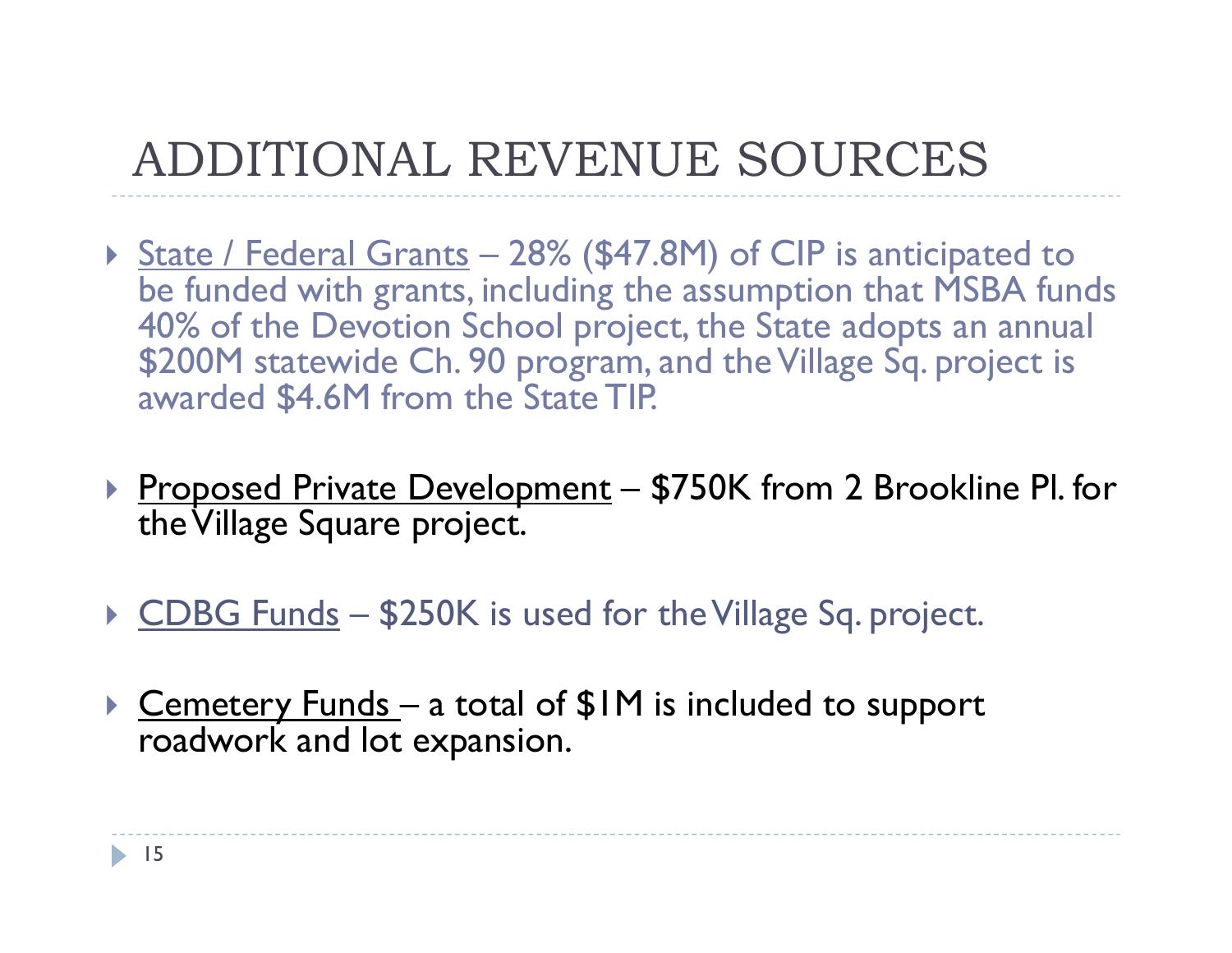# ADDITIONAL REVENUE SOURCES

- State / Federal Grants – 28% ($47.8M) of CIP is anticipated to be funded with grants, including the assumption that MSBA funds 40% of the Devotion School project, the State adopts an annual $200M statewide Ch. 90 program, and the Village Sq. project is awarded $4.6M from the State TIP.

- Proposed Private Development – $750K from 2 Brookline Pl. for the Village Square project.

- CDBG Funds – $250K is used for the Village Sq. project.

- Cemetery Funds – a total of $1M is included to support roadwork and lot expansion.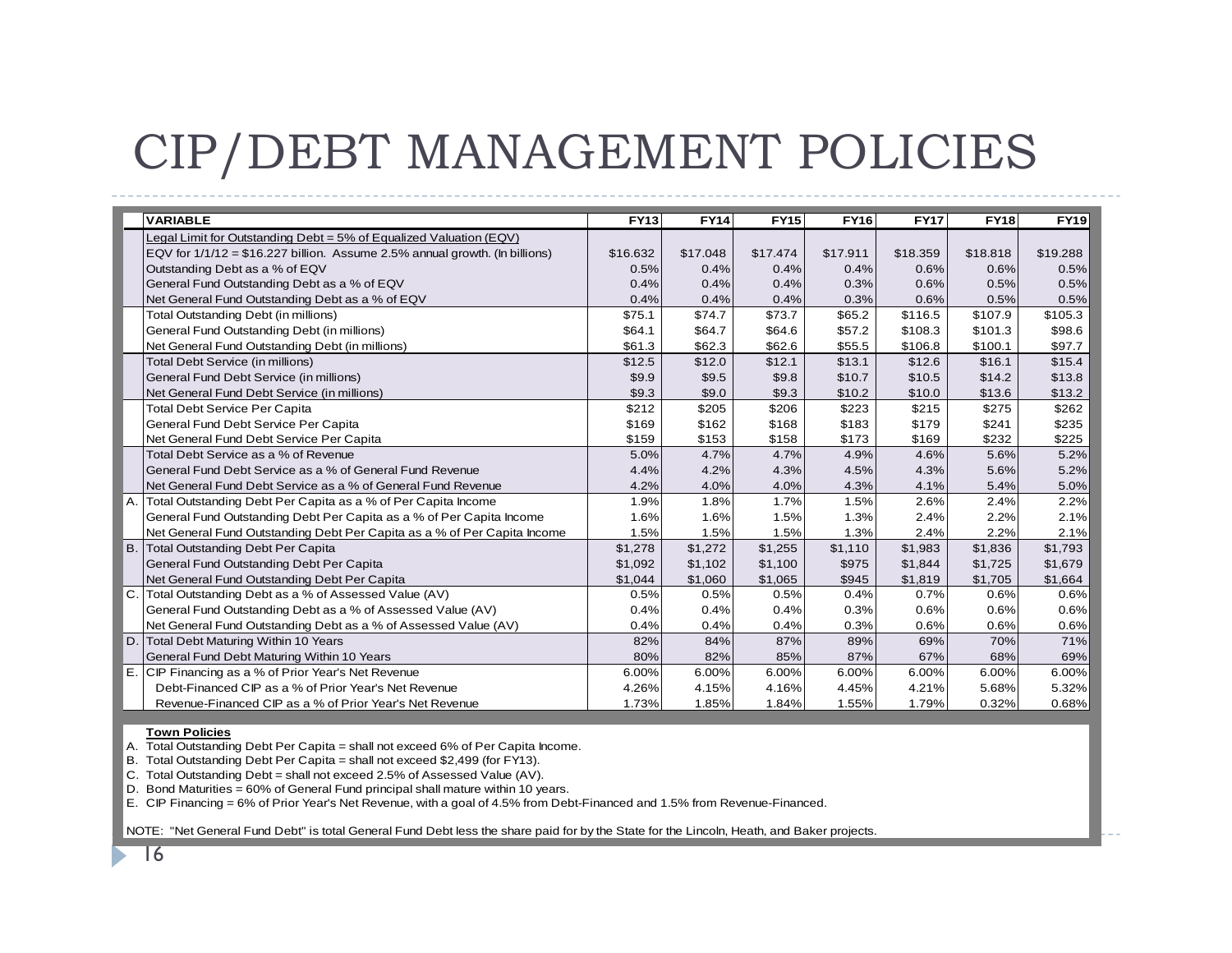# CIP/DEBT MANAGEMENT POLICIES

| | VARIABLE | FY13 | FY14 | FY15 | FY16 | FY17 | FY18 | FY19 |
|---|---|---|---|---|---|---|---|---|
| | Legal Limit for Outstanding Debt = 5% of Equalized Valuation (EQV) | | | | | | | |
| | EQV for 1/1/12 = $16.227 billion. Assume 2.5% annual growth. (In billions) | $16.632 | $17.048 | $17.474 | $17.911 | $18.359 | $18.818 | $19.288 |
| | Outstanding Debt as a % of EQV | 0.5% | 0.4% | 0.4% | 0.4% | 0.6% | 0.6% | 0.5% |
| | General Fund Outstanding Debt as a % of EQV | 0.4% | 0.4% | 0.4% | 0.3% | 0.6% | 0.5% | 0.5% |
| | Net General Fund Outstanding Debt as a % of EQV | 0.4% | 0.4% | 0.4% | 0.3% | 0.6% | 0.5% | 0.5% |
| | Total Outstanding Debt (in millions) | $75.1 | $74.7 | $73.7 | $65.2 | $116.5 | $107.9 | $105.3 |
| | General Fund Outstanding Debt (in millions) | $64.1 | $64.7 | $64.6 | $57.2 | $108.3 | $101.3 | $98.6 |
| | Net General Fund Outstanding Debt (in millions) | $61.3 | $62.3 | $62.6 | $55.5 | $106.8 | $100.1 | $97.7 |
| | Total Debt Service (in millions) | $12.5 | $12.0 | $12.1 | $13.1 | $12.6 | $16.1 | $15.4 |
| | General Fund Debt Service (in millions) | $9.9 | $9.5 | $9.8 | $10.7 | $10.5 | $14.2 | $13.8 |
| | Net General Fund Debt Service (in millions) | $9.3 | $9.0 | $9.3 | $10.2 | $10.0 | $13.6 | $13.2 |
| | Total Debt Service Per Capita | $212 | $205 | $206 | $223 | $215 | $275 | $262 |
| | General Fund Debt Service Per Capita | $169 | $162 | $168 | $183 | $179 | $241 | $235 |
| | Net General Fund Debt Service Per Capita | $159 | $153 | $158 | $173 | $169 | $232 | $225 |
| | Total Debt Service as a % of Revenue | 5.0% | 4.7% | 4.7% | 4.9% | 4.6% | 5.6% | 5.2% |
| | General Fund Debt Service as a % of General Fund Revenue | 4.4% | 4.2% | 4.3% | 4.5% | 4.3% | 5.6% | 5.2% |
| | Net General Fund Debt Service as a % of General Fund Revenue | 4.2% | 4.0% | 4.0% | 4.3% | 4.1% | 5.4% | 5.0% |
| A. | Total Outstanding Debt Per Capita as a % of Per Capita Income | 1.9% | 1.8% | 1.7% | 1.5% | 2.6% | 2.4% | 2.2% |
| | General Fund Outstanding Debt Per Capita as a % of Per Capita Income | 1.6% | 1.6% | 1.5% | 1.3% | 2.4% | 2.2% | 2.1% |
| | Net General Fund Outstanding Debt Per Capita as a % of Per Capita Income | 1.5% | 1.5% | 1.5% | 1.3% | 2.4% | 2.2% | 2.1% |
| B. | Total Outstanding Debt Per Capita | $1,278 | $1,272 | $1,255 | $1,110 | $1,983 | $1,836 | $1,793 |
| | General Fund Outstanding Debt Per Capita | $1,092 | $1,102 | $1,100 | $975 | $1,844 | $1,725 | $1,679 |
| | Net General Fund Outstanding Debt Per Capita | $1,044 | $1,060 | $1,065 | $945 | $1,819 | $1,705 | $1,664 |
| C. | Total Outstanding Debt as a % of Assessed Value (AV) | 0.5% | 0.5% | 0.5% | 0.4% | 0.7% | 0.6% | 0.6% |
| | General Fund Outstanding Debt as a % of Assessed Value (AV) | 0.4% | 0.4% | 0.4% | 0.3% | 0.6% | 0.6% | 0.6% |
| | Net General Fund Outstanding Debt as a % of Assessed Value (AV) | 0.4% | 0.4% | 0.4% | 0.3% | 0.6% | 0.6% | 0.6% |
| D. | Total Debt Maturing Within 10 Years | 82% | 84% | 87% | 89% | 69% | 70% | 71% |
| | General Fund Debt Maturing Within 10 Years | 80% | 82% | 85% | 87% | 67% | 68% | 69% |
| E. | CIP Financing as a % of Prior Year's Net Revenue | 6.00% | 6.00% | 6.00% | 6.00% | 6.00% | 6.00% | 6.00% |
| | Debt-Financed CIP as a % of Prior Year's Net Revenue | 4.26% | 4.15% | 4.16% | 4.45% | 4.21% | 5.68% | 5.32% |
| | Revenue-Financed CIP as a % of Prior Year's Net Revenue | 1.73% | 1.85% | 1.84% | 1.55% | 1.79% | 0.32% | 0.68% |

**Town Policies**

A. Total Outstanding Debt Per Capita = shall not exceed 6% of Per Capita Income.
B. Total Outstanding Debt Per Capita = shall not exceed $2,499 (for FY13).
C. Total Outstanding Debt = shall not exceed 2.5% of Assessed Value (AV).
D. Bond Maturities = 60% of General Fund principal shall mature within 10 years.
E. CIP Financing = 6% of Prior Year's Net Revenue, with a goal of 4.5% from Debt-Financed and 1.5% from Revenue-Financed.

NOTE: "Net General Fund Debt" is total General Fund Debt less the share paid for by the State for the Lincoln, Heath, and Baker projects.